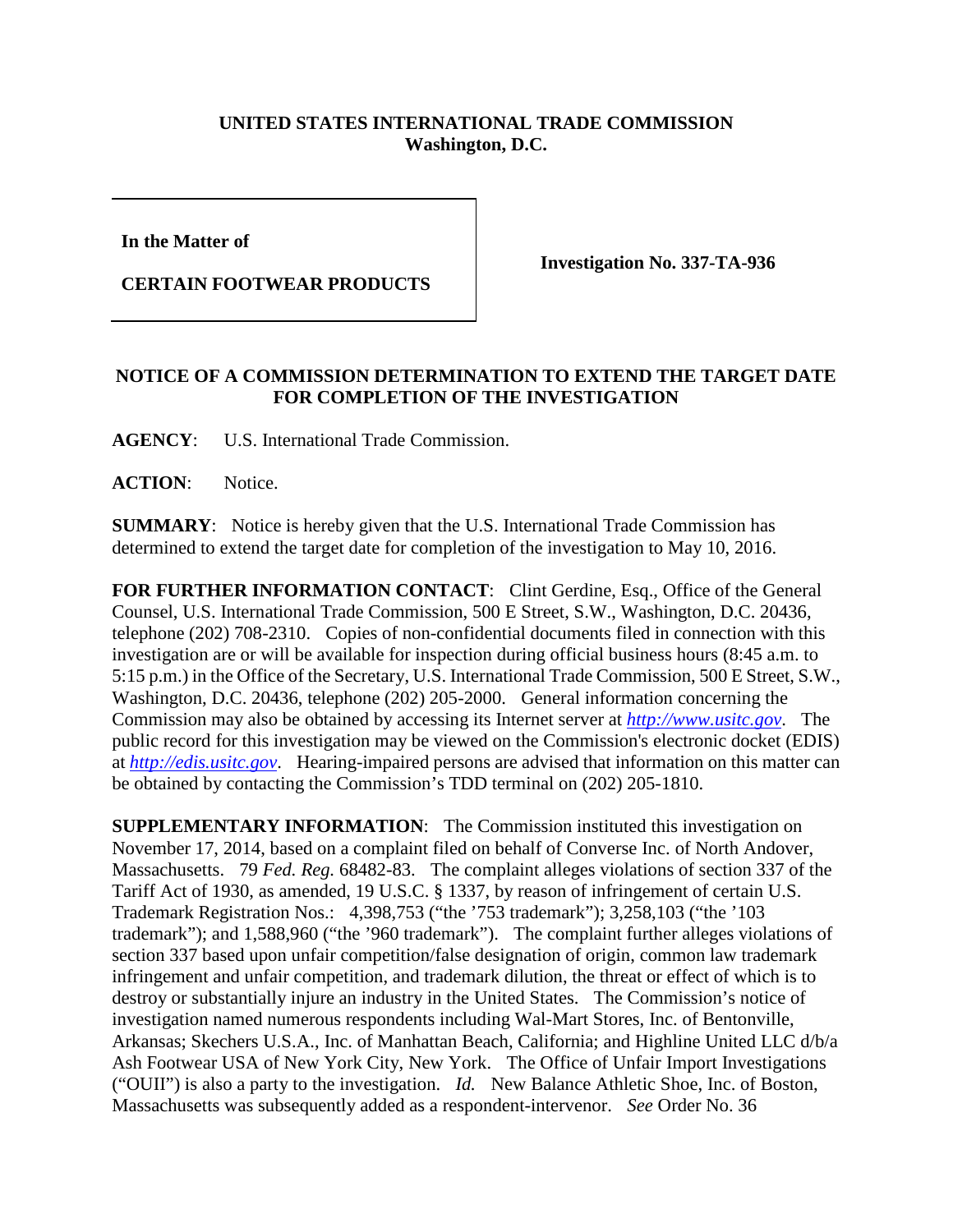**UNITED STATES INTERNATIONAL TRADE COMMISSION**
**Washington, D.C.**

| | |
|---|---|
| **In the Matter of**<br><br>**CERTAIN FOOTWEAR PRODUCTS** | **Investigation No. 337-TA-936** |

**NOTICE OF A COMMISSION DETERMINATION TO EXTEND THE TARGET DATE FOR COMPLETION OF THE INVESTIGATION**

**AGENCY**: U.S. International Trade Commission.

**ACTION**: Notice.

**SUMMARY**: Notice is hereby given that the U.S. International Trade Commission has determined to extend the target date for completion of the investigation to May 10, 2016.

**FOR FURTHER INFORMATION CONTACT**: Clint Gerdine, Esq., Office of the General Counsel, U.S. International Trade Commission, 500 E Street, S.W., Washington, D.C. 20436, telephone (202) 708-2310. Copies of non-confidential documents filed in connection with this investigation are or will be available for inspection during official business hours (8:45 a.m. to 5:15 p.m.) in the Office of the Secretary, U.S. International Trade Commission, 500 E Street, S.W., Washington, D.C. 20436, telephone (202) 205-2000. General information concerning the Commission may also be obtained by accessing its Internet server at *http://www.usitc.gov*. The public record for this investigation may be viewed on the Commission's electronic docket (EDIS) at *http://edis.usitc.gov*. Hearing-impaired persons are advised that information on this matter can be obtained by contacting the Commission's TDD terminal on (202) 205-1810.

**SUPPLEMENTARY INFORMATION**: The Commission instituted this investigation on November 17, 2014, based on a complaint filed on behalf of Converse Inc. of North Andover, Massachusetts. 79 *Fed. Reg.* 68482-83. The complaint alleges violations of section 337 of the Tariff Act of 1930, as amended, 19 U.S.C. § 1337, by reason of infringement of certain U.S. Trademark Registration Nos.: 4,398,753 ("the '753 trademark"); 3,258,103 ("the '103 trademark"); and 1,588,960 ("the '960 trademark"). The complaint further alleges violations of section 337 based upon unfair competition/false designation of origin, common law trademark infringement and unfair competition, and trademark dilution, the threat or effect of which is to destroy or substantially injure an industry in the United States. The Commission's notice of investigation named numerous respondents including Wal-Mart Stores, Inc. of Bentonville, Arkansas; Skechers U.S.A., Inc. of Manhattan Beach, California; and Highline United LLC d/b/a Ash Footwear USA of New York City, New York. The Office of Unfair Import Investigations ("OUII") is also a party to the investigation. *Id.* New Balance Athletic Shoe, Inc. of Boston, Massachusetts was subsequently added as a respondent-intervenor. *See* Order No. 36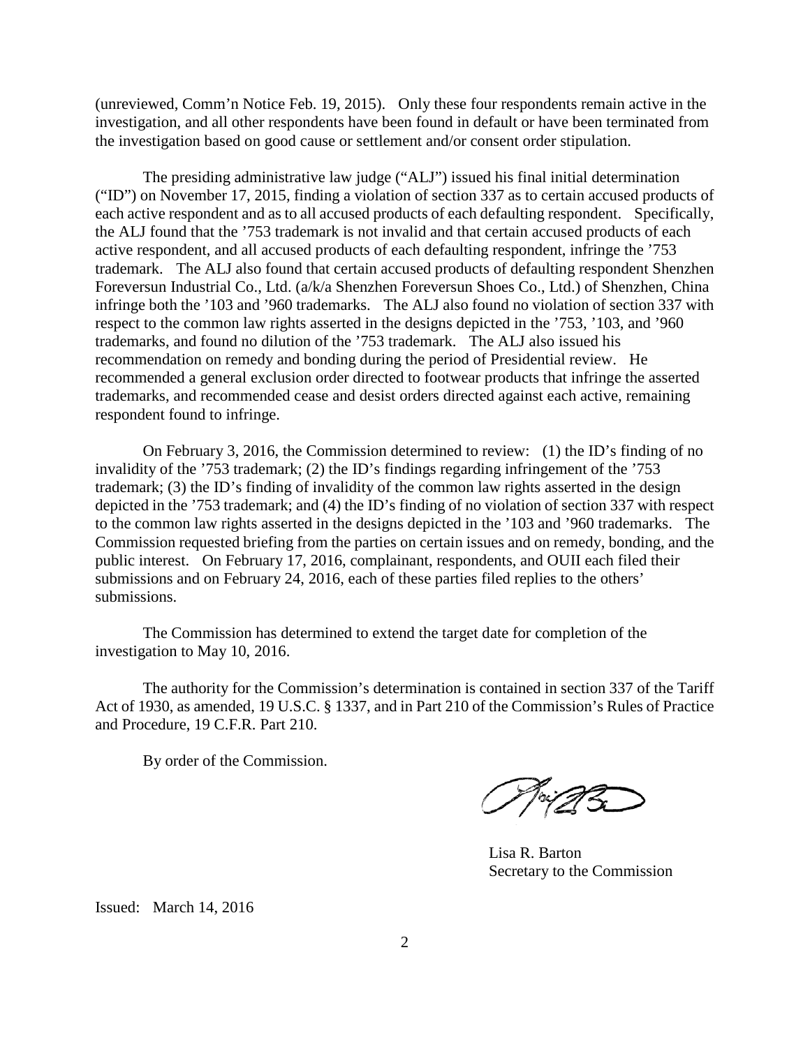(unreviewed, Comm'n Notice Feb. 19, 2015). Only these four respondents remain active in the investigation, and all other respondents have been found in default or have been terminated from the investigation based on good cause or settlement and/or consent order stipulation.

The presiding administrative law judge ("ALJ") issued his final initial determination ("ID") on November 17, 2015, finding a violation of section 337 as to certain accused products of each active respondent and as to all accused products of each defaulting respondent. Specifically, the ALJ found that the '753 trademark is not invalid and that certain accused products of each active respondent, and all accused products of each defaulting respondent, infringe the '753 trademark. The ALJ also found that certain accused products of defaulting respondent Shenzhen Foreversun Industrial Co., Ltd. (a/k/a Shenzhen Foreversun Shoes Co., Ltd.) of Shenzhen, China infringe both the '103 and '960 trademarks. The ALJ also found no violation of section 337 with respect to the common law rights asserted in the designs depicted in the '753, '103, and '960 trademarks, and found no dilution of the '753 trademark. The ALJ also issued his recommendation on remedy and bonding during the period of Presidential review. He recommended a general exclusion order directed to footwear products that infringe the asserted trademarks, and recommended cease and desist orders directed against each active, remaining respondent found to infringe.

On February 3, 2016, the Commission determined to review: (1) the ID's finding of no invalidity of the '753 trademark; (2) the ID's findings regarding infringement of the '753 trademark; (3) the ID's finding of invalidity of the common law rights asserted in the design depicted in the '753 trademark; and (4) the ID's finding of no violation of section 337 with respect to the common law rights asserted in the designs depicted in the '103 and '960 trademarks. The Commission requested briefing from the parties on certain issues and on remedy, bonding, and the public interest. On February 17, 2016, complainant, respondents, and OUII each filed their submissions and on February 24, 2016, each of these parties filed replies to the others' submissions.

The Commission has determined to extend the target date for completion of the investigation to May 10, 2016.

The authority for the Commission's determination is contained in section 337 of the Tariff Act of 1930, as amended, 19 U.S.C. § 1337, and in Part 210 of the Commission's Rules of Practice and Procedure, 19 C.F.R. Part 210.

By order of the Commission.

Lisa R. Barton
Secretary to the Commission

Issued: March 14, 2016